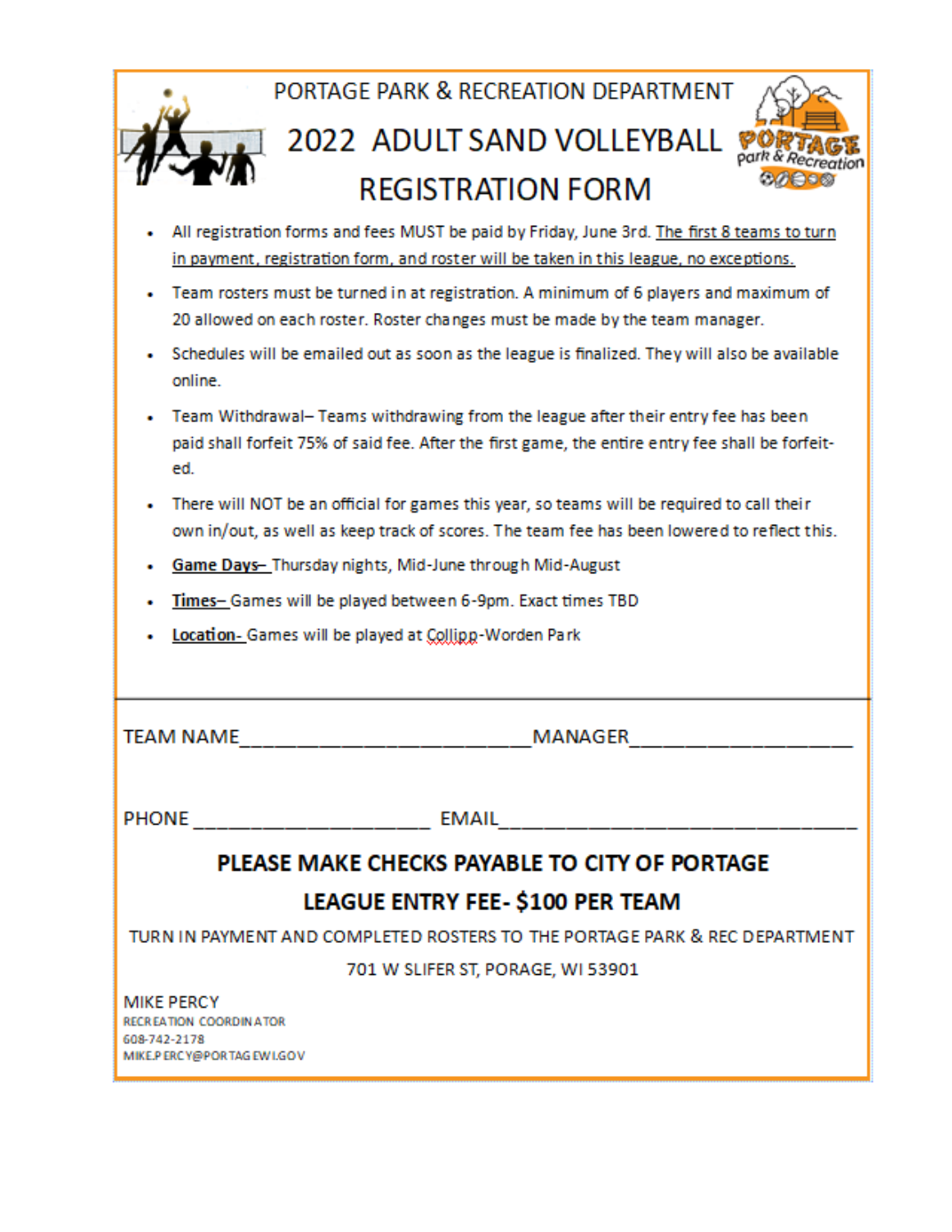PORTAGE PARK & RECREATION DEPARTMENT

# 2022 ADULT SAND VOLLEYBALL REGISTRATION FORM

- All registration forms and fees MUST be paid by Friday, June 3rd. <u>The first 8 teams to turn in payment, registration form, and roster will be taken in this league, no exceptions.</u>
- Team rosters must be turned in at registration. A minimum of 6 players and maximum of 20 allowed on each roster. Roster changes must be made by the team manager.
- Schedules will be emailed out as soon as the league is finalized. They will also be available online.
- Team Withdrawal– Teams withdrawing from the league after their entry fee has been paid shall forfeit 75% of said fee. After the first game, the entire entry fee shall be forfeited.
- There will NOT be an official for games this year, so teams will be required to call their own in/out, as well as keep track of scores. The team fee has been lowered to reflect this.
- **<u>Game Days–</u>** Thursday nights, Mid-June through Mid-August
- **<u>Times–</u>** Games will be played between 6-9pm. Exact times TBD
- **<u>Location-</u>** Games will be played at Collipp-Worden Park

---

TEAM NAME\_\_\_\_\_\_\_\_\_\_\_\_\_\_\_\_\_\_\_\_\_\_\_\_\_\_\_\_ MANAGER\_\_\_\_\_\_\_\_\_\_\_\_\_\_\_\_\_\_\_\_\_\_

PHONE \_\_\_\_\_\_\_\_\_\_\_\_\_\_\_\_\_\_\_\_\_\_ EMAIL\_\_\_\_\_\_\_\_\_\_\_\_\_\_\_\_\_\_\_\_\_\_\_\_\_\_\_\_\_\_\_\_\_\_\_

**PLEASE MAKE CHECKS PAYABLE TO CITY OF PORTAGE**

**LEAGUE ENTRY FEE- $100 PER TEAM**

TURN IN PAYMENT AND COMPLETED ROSTERS TO THE PORTAGE PARK & REC DEPARTMENT

701 W SLIFER ST, PORAGE, WI 53901

MIKE PERCY
RECREATION COORDINATOR
608-742-2178
MIKE.PERCY@PORTAGEWI.GOV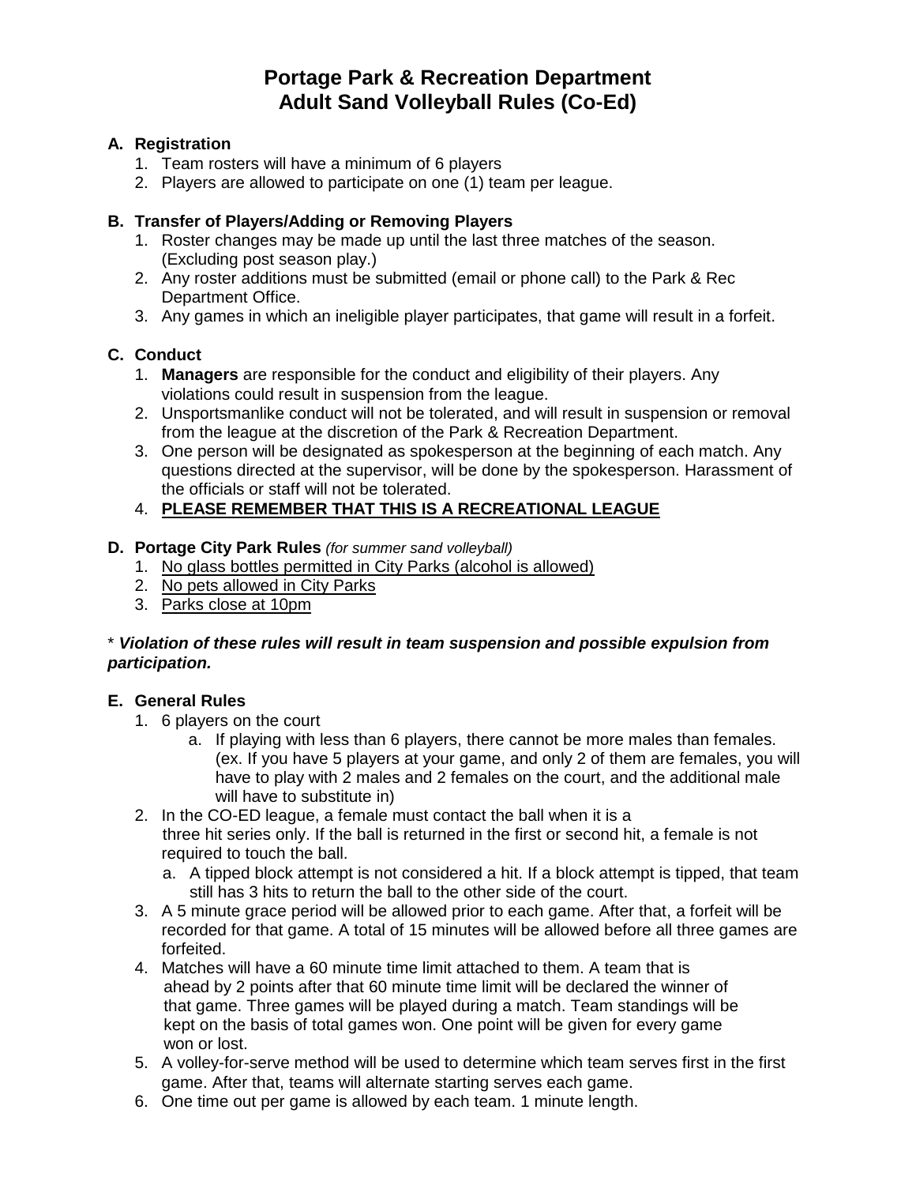# Portage Park & Recreation Department
# Adult Sand Volleyball Rules (Co-Ed)

## A. Registration

1. Team rosters will have a minimum of 6 players
2. Players are allowed to participate on one (1) team per league.

## B. Transfer of Players/Adding or Removing Players

1. Roster changes may be made up until the last three matches of the season. (Excluding post season play.)
2. Any roster additions must be submitted (email or phone call) to the Park & Rec Department Office.
3. Any games in which an ineligible player participates, that game will result in a forfeit.

## C. Conduct

1. **Managers** are responsible for the conduct and eligibility of their players. Any violations could result in suspension from the league.
2. Unsportsmanlike conduct will not be tolerated, and will result in suspension or removal from the league at the discretion of the Park & Recreation Department.
3. One person will be designated as spokesperson at the beginning of each match. Any questions directed at the supervisor, will be done by the spokesperson. Harassment of the officials or staff will not be tolerated.
4. <u>**PLEASE REMEMBER THAT THIS IS A RECREATIONAL LEAGUE**</u>

## D. Portage City Park Rules *(for summer sand volleyball)*

1. <u>No glass bottles permitted in City Parks (alcohol is allowed)</u>
2. <u>No pets allowed in City Parks</u>
3. <u>Parks close at 10pm</u>

\* ***Violation of these rules will result in team suspension and possible expulsion from participation.***

## E. General Rules

1. 6 players on the court
   a. If playing with less than 6 players, there cannot be more males than females. (ex. If you have 5 players at your game, and only 2 of them are females, you will have to play with 2 males and 2 females on the court, and the additional male will have to substitute in)
2. In the CO-ED league, a female must contact the ball when it is a three hit series only. If the ball is returned in the first or second hit, a female is not required to touch the ball.
   a. A tipped block attempt is not considered a hit. If a block attempt is tipped, that team still has 3 hits to return the ball to the other side of the court.
3. A 5 minute grace period will be allowed prior to each game. After that, a forfeit will be recorded for that game. A total of 15 minutes will be allowed before all three games are forfeited.
4. Matches will have a 60 minute time limit attached to them. A team that is ahead by 2 points after that 60 minute time limit will be declared the winner of that game. Three games will be played during a match. Team standings will be kept on the basis of total games won. One point will be given for every game won or lost.
5. A volley-for-serve method will be used to determine which team serves first in the first game. After that, teams will alternate starting serves each game.
6. One time out per game is allowed by each team. 1 minute length.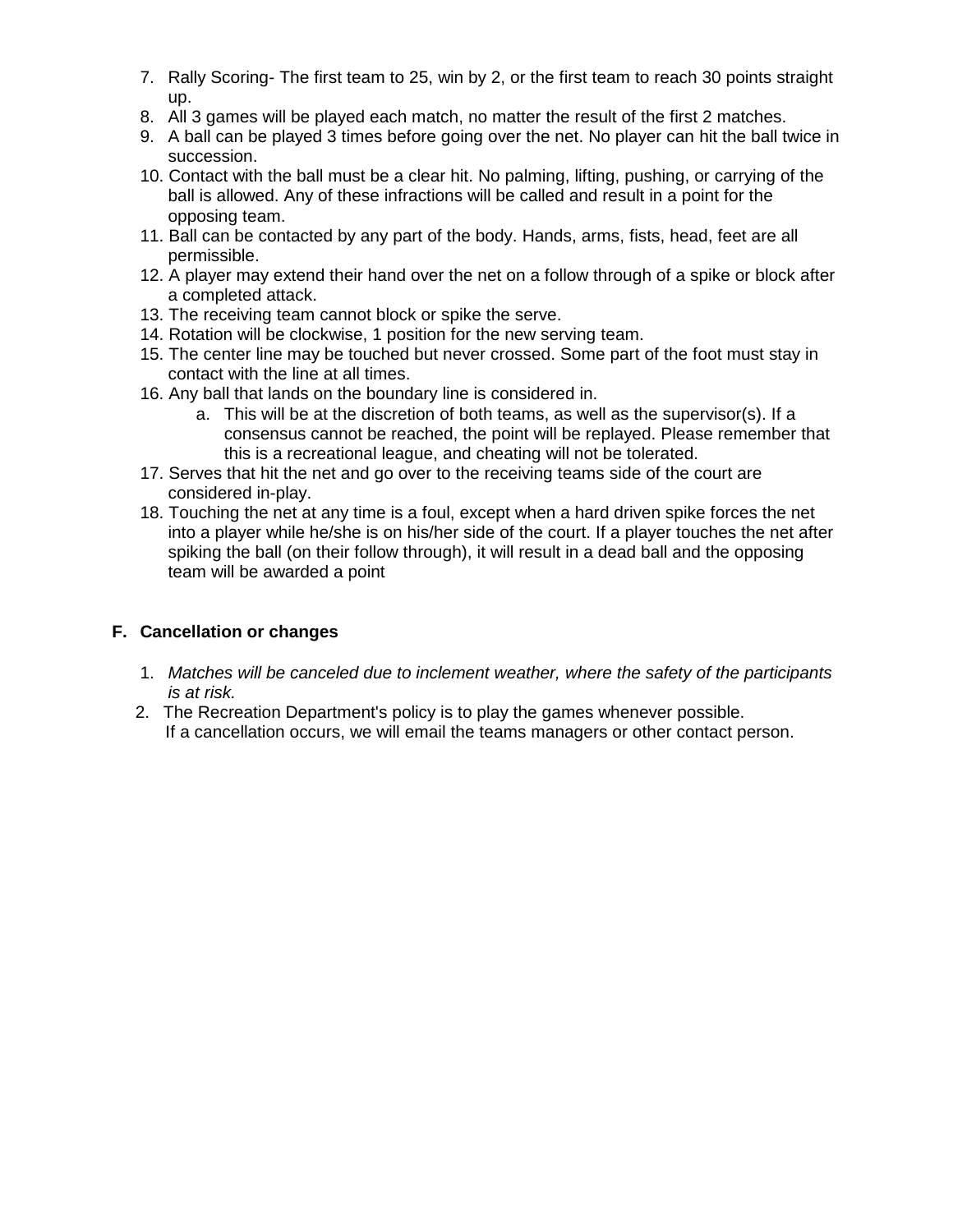7. Rally Scoring- The first team to 25, win by 2, or the first team to reach 30 points straight up.
8. All 3 games will be played each match, no matter the result of the first 2 matches.
9. A ball can be played 3 times before going over the net. No player can hit the ball twice in succession.
10. Contact with the ball must be a clear hit. No palming, lifting, pushing, or carrying of the ball is allowed. Any of these infractions will be called and result in a point for the opposing team.
11. Ball can be contacted by any part of the body. Hands, arms, fists, head, feet are all permissible.
12. A player may extend their hand over the net on a follow through of a spike or block after a completed attack.
13. The receiving team cannot block or spike the serve.
14. Rotation will be clockwise, 1 position for the new serving team.
15. The center line may be touched but never crossed. Some part of the foot must stay in contact with the line at all times.
16. Any ball that lands on the boundary line is considered in.
    a. This will be at the discretion of both teams, as well as the supervisor(s). If a consensus cannot be reached, the point will be replayed. Please remember that this is a recreational league, and cheating will not be tolerated.
17. Serves that hit the net and go over to the receiving teams side of the court are considered in-play.
18. Touching the net at any time is a foul, except when a hard driven spike forces the net into a player while he/she is on his/her side of the court. If a player touches the net after spiking the ball (on their follow through), it will result in a dead ball and the opposing team will be awarded a point

## F. Cancellation or changes

1. *Matches will be canceled due to inclement weather, where the safety of the participants is at risk.*
2. The Recreation Department's policy is to play the games whenever possible.
   If a cancellation occurs, we will email the teams managers or other contact person.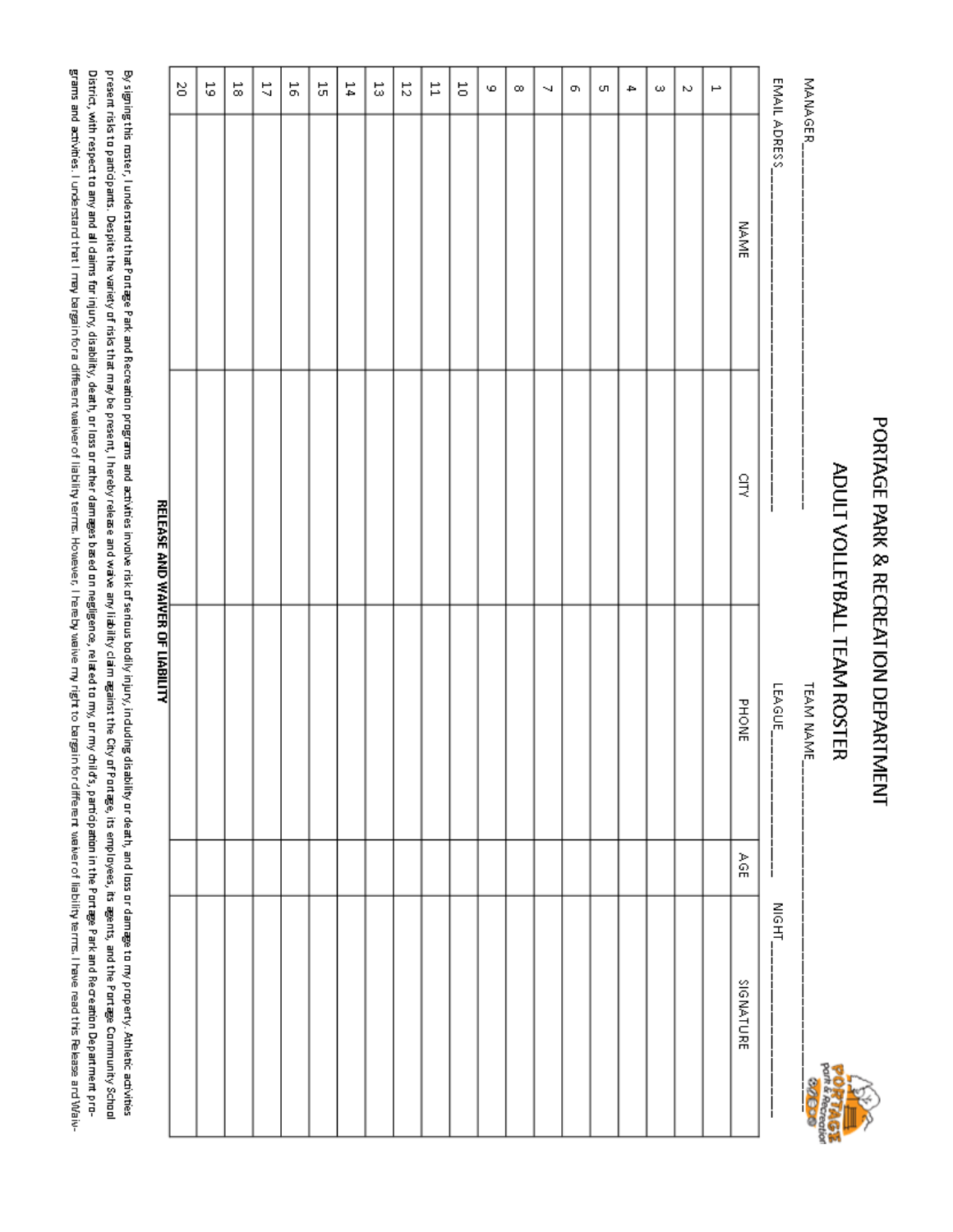# PORTAGE PARK & RECREATION DEPARTMENT

## ADULT VOLLEYBALL TEAM ROSTER

MANAGER_______________________________ TEAM NAME_______________________________

EMAIL ADRESS_______________________________ LEAGUE_______________ NIGHT_______________

| | NAME | CITY | PHONE | AGE | SIGNATURE |
|---|---|---|---|---|---|
| 1 | | | | | |
| 2 | | | | | |
| 3 | | | | | |
| 4 | | | | | |
| 5 | | | | | |
| 6 | | | | | |
| 7 | | | | | |
| 8 | | | | | |
| 9 | | | | | |
| 10 | | | | | |
| 11 | | | | | |
| 12 | | | | | |
| 13 | | | | | |
| 14 | | | | | |
| 15 | | | | | |
| 16 | | | | | |
| 17 | | | | | |
| 18 | | | | | |
| 19 | | | | | |
| 20 | | | | | |

**RELEASE AND WAIVER OF LIABILITY**

By signing this roster, I understand that Portage Park and Recreation programs and activities involve risk of serious bodily injury, including disability or death, and loss or damage to my property. Athletic activities present risks to participants. Despite the variety of risks that may be present, I hereby release and waive any liability claim against the City of Portage, its employees, its agents, and the Portage Community School District, with respect to any and all claims for injury, disability, death, or loss or other damages based on negligence, related to my, or my child's, participation in the Portage Park and Recreation Department programs and activities. I understand that I may bargain for a different waiver of liability terms. However, I hereby waive my right to bargain for different waiver of liability terms. I have read this Release and Waiv-